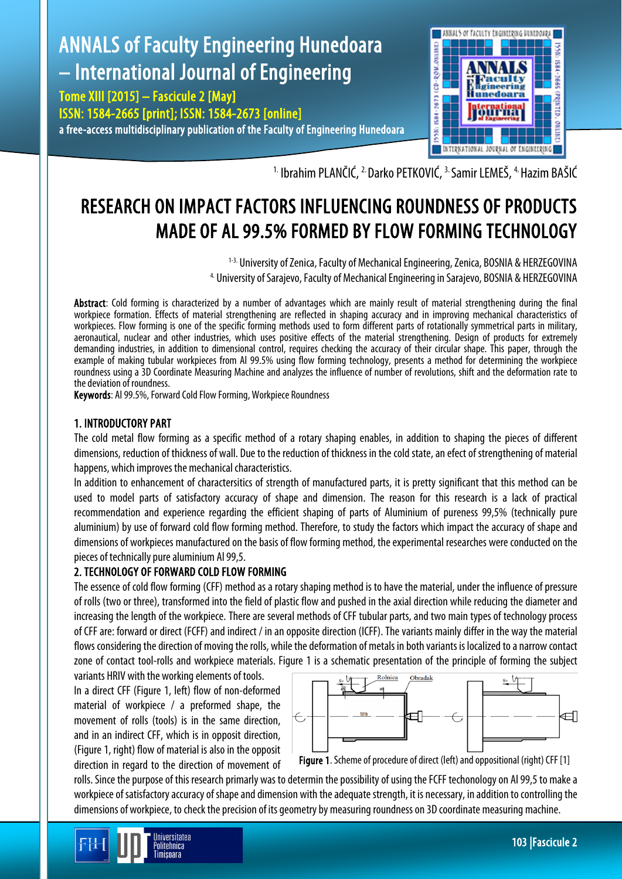[1.] Ibrahim PLANČIĆ, [2.] Darko PETKOVIĆ, [3.] Samir LEMEŠ, [4.] Hazim BAŠIĆ

# RESEARCH ON IMPACT FACTORS INFLUENCING ROUNDNESS OF PRODUCTS MADE OF AL 99.5% FORMED BY FLOW FORMING TECHNOLOGY

[1-3.] University of Zenica, Faculty of Mechanical Engineering, Zenica, BOSNIA & HERZEGOVINA
[4.] University of Sarajevo, Faculty of Mechanical Engineering in Sarajevo, BOSNIA & HERZEGOVINA

**Abstract**: Cold forming is characterized by a number of advantages which are mainly result of material strengthening during the final workpiece formation. Effects of material strengthening are reflected in shaping accuracy and in improving mechanical characteristics of workpieces. Flow forming is one of the specific forming methods used to form different parts of rotationally symmetrical parts in military, aeronautical, nuclear and other industries, which uses positive effects of the material strengthening. Design of products for extremely demanding industries, in addition to dimensional control, requires checking the accuracy of their circular shape. This paper, through the example of making tubular workpieces from Al 99.5% using flow forming technology, presents a method for determining the workpiece roundness using a 3D Coordinate Measuring Machine and analyzes the influence of number of revolutions, shift and the deformation rate to the deviation of roundness.

**Keywords**: Al 99.5%, Forward Cold Flow Forming, Workpiece Roundness

## 1. INTRODUCTORY PART

The cold metal flow forming as a specific method of a rotary shaping enables, in addition to shaping the pieces of different dimensions, reduction of thickness of wall. Due to the reduction of thickness in the cold state, an effect of strengthening of material happens, which improves the mechanical characteristics.

In addition to enhancement of charactersitics of strength of manufactured parts, it is pretty significant that this method can be used to model parts of satisfactory accuracy of shape and dimension. The reason for this research is a lack of practical recommendation and experience regarding the efficient shaping of parts of Aluminium of pureness 99,5% (technically pure aluminium) by use of forward cold flow forming method. Therefore, to study the factors which impact the accuracy of shape and dimensions of workpieces manufactured on the basis of flow forming method, the experimental researches were conducted on the pieces of technically pure aluminium Al 99,5.

## 2. TECHNOLOGY OF FORWARD COLD FLOW FORMING

The essence of cold flow forming (CFF) method as a rotary shaping method is to have the material, under the influence of pressure of rolls (two or three), transformed into the field of plastic flow and pushed in the axial direction while reducing the diameter and increasing the length of the workpiece. There are several methods of CFF tubular parts, and two main types of technology process of CFF are: forward or direct (FCFF) and indirect / in an opposite direction (ICFF). The variants mainly differ in the way the material flows considering the direction of moving the rolls, while the deformation of metals in both variants is localized to a narrow contact zone of contact tool-rolls and workpiece materials. Figure 1 is a schematic presentation of the principle of forming the subject variants HRIV with the working elements of tools.

In a direct CFF (Figure 1, left) flow of non-deformed material of workpiece / a preformed shape, the movement of rolls (tools) is in the same direction, and in an indirect CFF, which is in opposit direction, (Figure 1, right) flow of material is also in the opposit direction in regard to the direction of movement of rolls. Since the purpose of this research primarly was to determin the possibility of using the FCFF techonology on Al 99,5 to make a workpiece of satisfactory accuracy of shape and dimension with the adequate strength, it is necessary, in addition to controlling the dimensions of workpiece, to check the precision of its geometry by measuring roundness on 3D coordinate measuring machine.

**Figure 1**. Scheme of procedure of direct (left) and oppositional (right) CFF [1]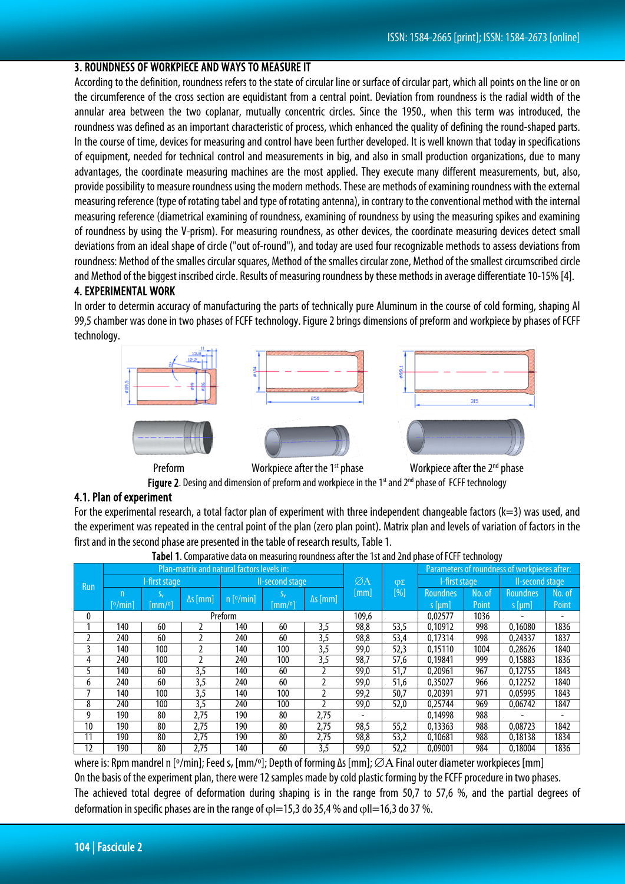## 3. ROUNDNESS OF WORKPIECE AND WAYS TO MEASURE IT

According to the definition, roundness refers to the state of circular line or surface of circular part, which all points on the line or on the circumference of the cross section are equidistant from a central point. Deviation from roundness is the radial width of the annular area between the two coplanar, mutually concentric circles. Since the 1950., when this term was introduced, the roundness was defined as an important characteristic of process, which enhanced the quality of defining the round-shaped parts. In the course of time, devices for measuring and control have been further developed. It is well known that today in specifications of equipment, needed for technical control and measurements in big, and also in small production organizations, due to many advantages, the coordinate measuring machines are the most applied. They execute many different measurements, but, also, provide possibility to measure roundness using the modern methods. These are methods of examining roundness with the external measuring reference (type of rotating tabel and type of rotating antenna), in contrary to the conventional method with the internal measuring reference (diametrical examining of roundness, examining of roundness by using the measuring spikes and examining of roundness by using the V-prism). For measuring roundness, as other devices, the coordinate measuring devices detect small deviations from an ideal shape of circle ("out of-round"), and today are used four recognizable methods to assess deviations from roundness: Method of the smalles circular squares, Method of the smalles circular zone, Method of the smallest circumscribed circle and Method of the biggest inscribed circle. Results of measuring roundness by these methods in average differentiate 10-15% [4].

## 4. EXPERIMENTAL WORK

In order to determin accuracy of manufacturing the parts of technically pure Aluminum in the course of cold forming, shaping Al 99,5 chamber was done in two phases of FCFF technology. Figure 2 brings dimensions of preform and workpiece by phases of FCFF technology.

Preform — Workpiece after the 1st phase — Workpiece after the 2nd phase

**Figure 2.** Desing and dimension of preform and workpiece in the 1st and 2nd phase of FCFF technology

### 4.1. Plan of experiment

For the experimental research, a total factor plan of experiment with three independent changeable factors (k=3) was used, and the experiment was repeated in the central point of the plan (zero plan point). Matrix plan and levels of variation of factors in the first and in the second phase are presented in the table of research results, Table 1.

**Tabel 1.** Comparative data on measuring roundness after the 1st and 2nd phase of FCFF technology

| Run | Plan-matrix and natural factors levels in: | | | | | | ∅A [mm] | φΣ [%] | Parameters of roundness of workpieces after: | | | |
|---|---|---|---|---|---|---|---|---|---|---|---|---|
| | I-first stage | | | II-second stage | | | | | I-first stage | | II-second stage | |
| | n [°/min] | $s_v$ [mm/°] | Δs [mm] | n [°/min] | $s_v$ [mm/°] | Δs [mm] | | | Roundnes s [μm] | No. of Point | Roundnes s [μm] | No. of Point |
| 0 | Preform | | | | | | 109,6 | | 0,02577 | 1036 | - | - |
| 1 | 140 | 60 | 2 | 140 | 60 | 3,5 | 98,8 | 53,5 | 0,10912 | 998 | 0,16080 | 1836 |
| 2 | 240 | 60 | 2 | 240 | 60 | 3,5 | 98,8 | 53,4 | 0,17314 | 998 | 0,24337 | 1837 |
| 3 | 140 | 100 | 2 | 140 | 100 | 3,5 | 99,0 | 52,3 | 0,15110 | 1004 | 0,28626 | 1840 |
| 4 | 240 | 100 | 2 | 240 | 100 | 3,5 | 98,7 | 57,6 | 0,19841 | 999 | 0,15883 | 1836 |
| 5 | 140 | 60 | 3,5 | 140 | 60 | 2 | 99,0 | 51,7 | 0,20961 | 967 | 0,12755 | 1843 |
| 6 | 240 | 60 | 3,5 | 240 | 60 | 2 | 99,0 | 51,6 | 0,35027 | 966 | 0,12252 | 1840 |
| 7 | 140 | 100 | 3,5 | 140 | 100 | 2 | 99,2 | 50,7 | 0,20391 | 971 | 0,05995 | 1843 |
| 8 | 240 | 100 | 3,5 | 240 | 100 | 2 | 99,0 | 52,0 | 0,25744 | 969 | 0,06742 | 1847 |
| 9 | 190 | 80 | 2,75 | 190 | 80 | 2,75 | - | | 0,14998 | 988 | - | - |
| 10 | 190 | 80 | 2,75 | 190 | 80 | 2,75 | 98,5 | 55,2 | 0,13363 | 988 | 0,08723 | 1842 |
| 11 | 190 | 80 | 2,75 | 190 | 80 | 2,75 | 98,8 | 53,2 | 0,10681 | 988 | 0,18138 | 1834 |
| 12 | 190 | 80 | 2,75 | 140 | 60 | 3,5 | 99,0 | 52,2 | 0,09001 | 984 | 0,18004 | 1836 |

where is: Rpm mandrel n [°/min]; Feed $s_v$ [mm/°]; Depth of forming Δs [mm]; ∅A Final outer diameter workpieces [mm]

On the basis of the experiment plan, there were 12 samples made by cold plastic forming by the FCFF procedure in two phases.

The achieved total degree of deformation during shaping is in the range from 50,7 to 57,6 %, and the partial degrees of deformation in specific phases are in the range of φI=15,3 do 35,4 % and φII=16,3 do 37 %.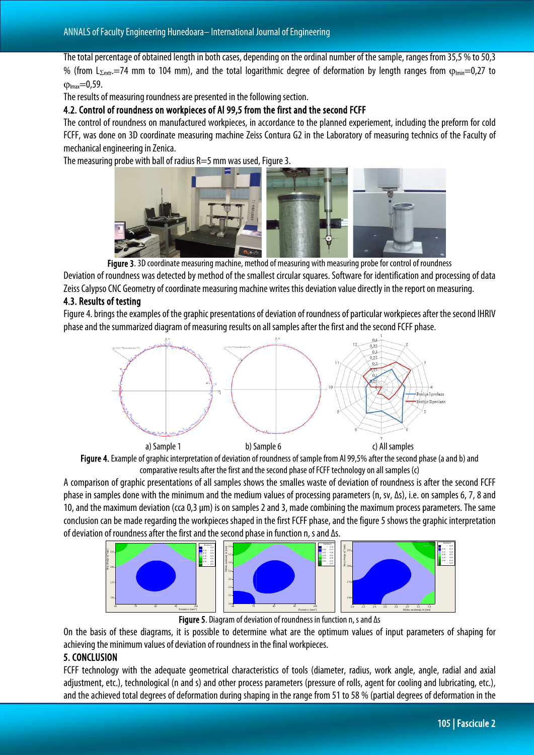The total percentage of obtained length in both cases, depending on the ordinal number of the sample, ranges from 35,5 % to 50,3 % (from $L_{\Sigma extr.}$=74 mm to 104 mm), and the total logarithmic degree of deformation by length ranges from $\varphi_{lmin}$=0,27 to $\varphi_{lmax}$=0,59.

The results of measuring roundness are presented in the following section.

### 4.2. Control of roundness on workpieces of Al 99,5 from the first and the second FCFF

The control of roundness on manufactured workpieces, in accordance to the planned experiement, including the preform for cold FCFF, was done on 3D coordinate measuring machine Zeiss Contura G2 in the Laboratory of measuring technics of the Faculty of mechanical engineering in Zenica.

The measuring probe with ball of radius R=5 mm was used, Figure 3.

**Figure 3**. 3D coordinate measuring machine, method of measuring with measuring probe for control of roundness

Deviation of roundness was detected by method of the smallest circular squares. Software for identification and processing of data Zeiss Calypso CNC Geometry of coordinate measuring machine writes this deviation value directly in the report on measuring.

### 4.3. Results of testing

Figure 4. brings the examples of the graphic presentations of deviation of roundness of particular workpieces after the second IHRIV phase and the summarized diagram of measuring results on all samples after the first and the second FCFF phase.

a) Sample 1 b) Sample 6 c) All samples

**Figure 4.** Example of graphic interpretation of deviation of roundness of sample from Al 99,5% after the second phase (a and b) and comparative results after the first and the second phase of FCFF technology on all samples (c)

A comparison of graphic presentations of all samples shows the smalles waste of deviation of roundness is after the second FCFF phase in samples done with the minimum and the medium values of processing parameters (n, sv, Δs), i.e. on samples 6, 7, 8 and 10, and the maximum deviation (cca 0,3 µm) is on samples 2 and 3, made combining the maximum process parameters. The same conclusion can be made regarding the workpieces shaped in the first FCFF phase, and the figure 5 shows the graphic interpretation of deviation of roundness after the first and the second phase in function n, s and Δs.

**Figure 5**. Diagram of deviation of roundness in function n, s and Δs

On the basis of these diagrams, it is possible to determine what are the optimum values of input parameters of shaping for achieving the minimum values of deviation of roundness in the final workpieces.

## 5. CONCLUSION

FCFF technology with the adequate geometrical characteristics of tools (diameter, radius, work angle, angle, radial and axial adjustment, etc.), technological (n and s) and other process parameters (pressure of rolls, agent for cooling and lubricating, etc.), and the achieved total degrees of deformation during shaping in the range from 51 to 58 % (partial degrees of deformation in the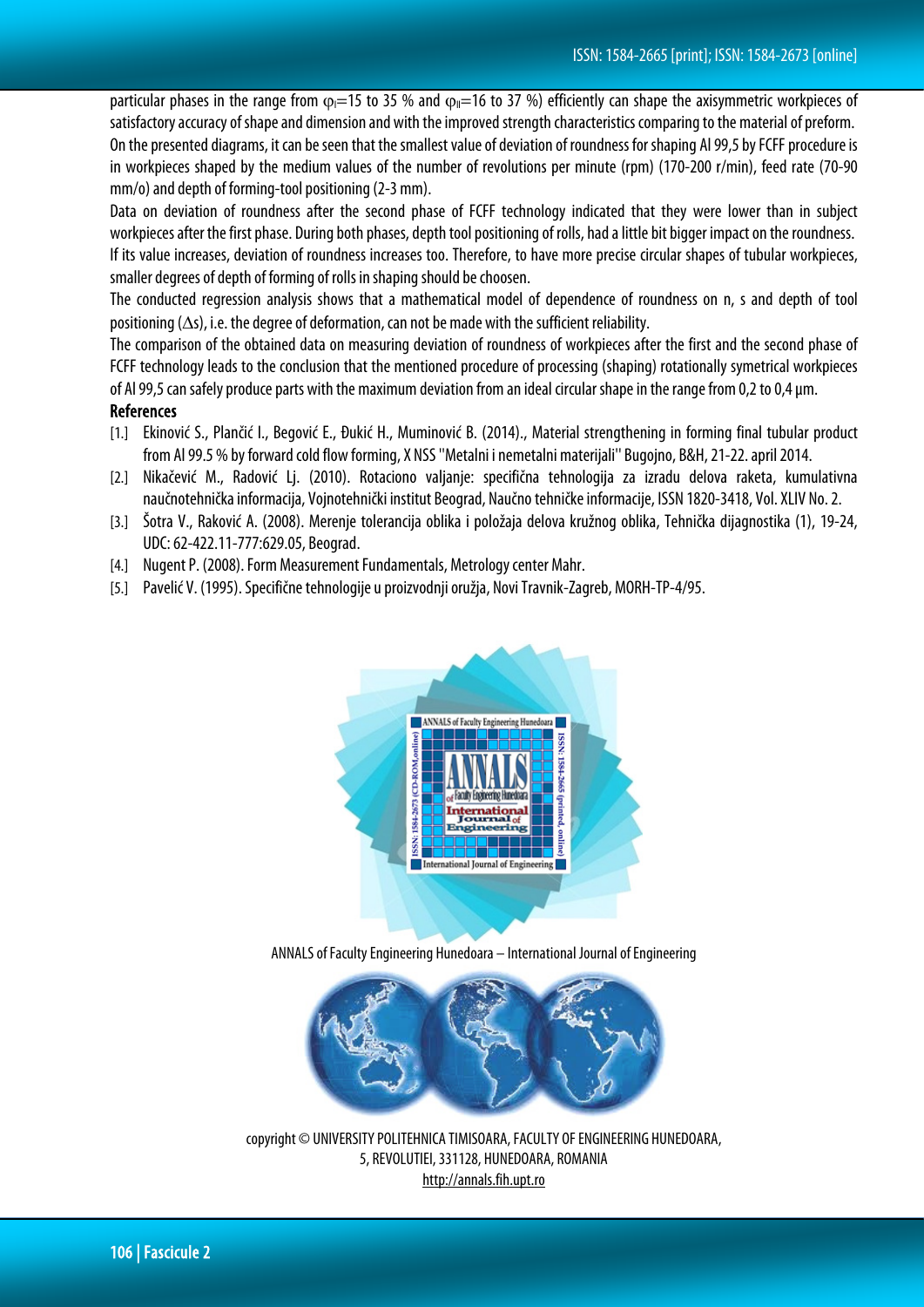particular phases in the range from $\varphi_I$=15 to 35 % and $\varphi_{II}$=16 to 37 %) efficiently can shape the axisymmetric workpieces of satisfactory accuracy of shape and dimension and with the improved strength characteristics comparing to the material of preform.

On the presented diagrams, it can be seen that the smallest value of deviation of roundness for shaping Al 99,5 by FCFF procedure is in workpieces shaped by the medium values of the number of revolutions per minute (rpm) (170-200 r/min), feed rate (70-90 mm/o) and depth of forming-tool positioning (2-3 mm).

Data on deviation of roundness after the second phase of FCFF technology indicated that they were lower than in subject workpieces after the first phase. During both phases, depth tool positioning of rolls, had a little bit bigger impact on the roundness. If its value increases, deviation of roundness increases too. Therefore, to have more precise circular shapes of tubular workpieces, smaller degrees of depth of forming of rolls in shaping should be choosen.

The conducted regression analysis shows that a mathematical model of dependence of roundness on n, s and depth of tool positioning ($\Delta$s), i.e. the degree of deformation, can not be made with the sufficient reliability.

The comparison of the obtained data on measuring deviation of roundness of workpieces after the first and the second phase of FCFF technology leads to the conclusion that the mentioned procedure of processing (shaping) rotationally symetrical workpieces of Al 99,5 can safely produce parts with the maximum deviation from an ideal circular shape in the range from 0,2 to 0,4 µm.

**References**

[1.] Ekinović S., Plančić I., Begović E., Đukić H., Muminović B. (2014)., Material strengthening in forming final tubular product from Al 99.5 % by forward cold flow forming, X NSS "Metalni i nemetalni materijali" Bugojno, B&H, 21-22. april 2014.

[2.] Nikačević M., Radović Lj. (2010). Rotaciono valjanje: specifična tehnologija za izradu delova raketa, kumulativna naučnotehnička informacija, Vojnotehnički institut Beograd, Naučno tehničke informacije, ISSN 1820-3418, Vol. XLIV No. 2.

[3.] Šotra V., Raković A. (2008). Merenje tolerancija oblika i položaja delova kružnog oblika, Tehnička dijagnostika (1), 19-24, UDC: 62-422.11-777:629.05, Beograd.

[4.] Nugent P. (2008). Form Measurement Fundamentals, Metrology center Mahr.

[5.] Pavelić V. (1995). Specifične tehnologije u proizvodnji oružja, Novi Travnik-Zagreb, MORH-TP-4/95.

ANNALS of Faculty Engineering Hunedoara – International Journal of Engineering

copyright © UNIVERSITY POLITEHNICA TIMISOARA, FACULTY OF ENGINEERING HUNEDOARA, 5, REVOLUTIEI, 331128, HUNEDOARA, ROMANIA
http://annals.fih.upt.ro